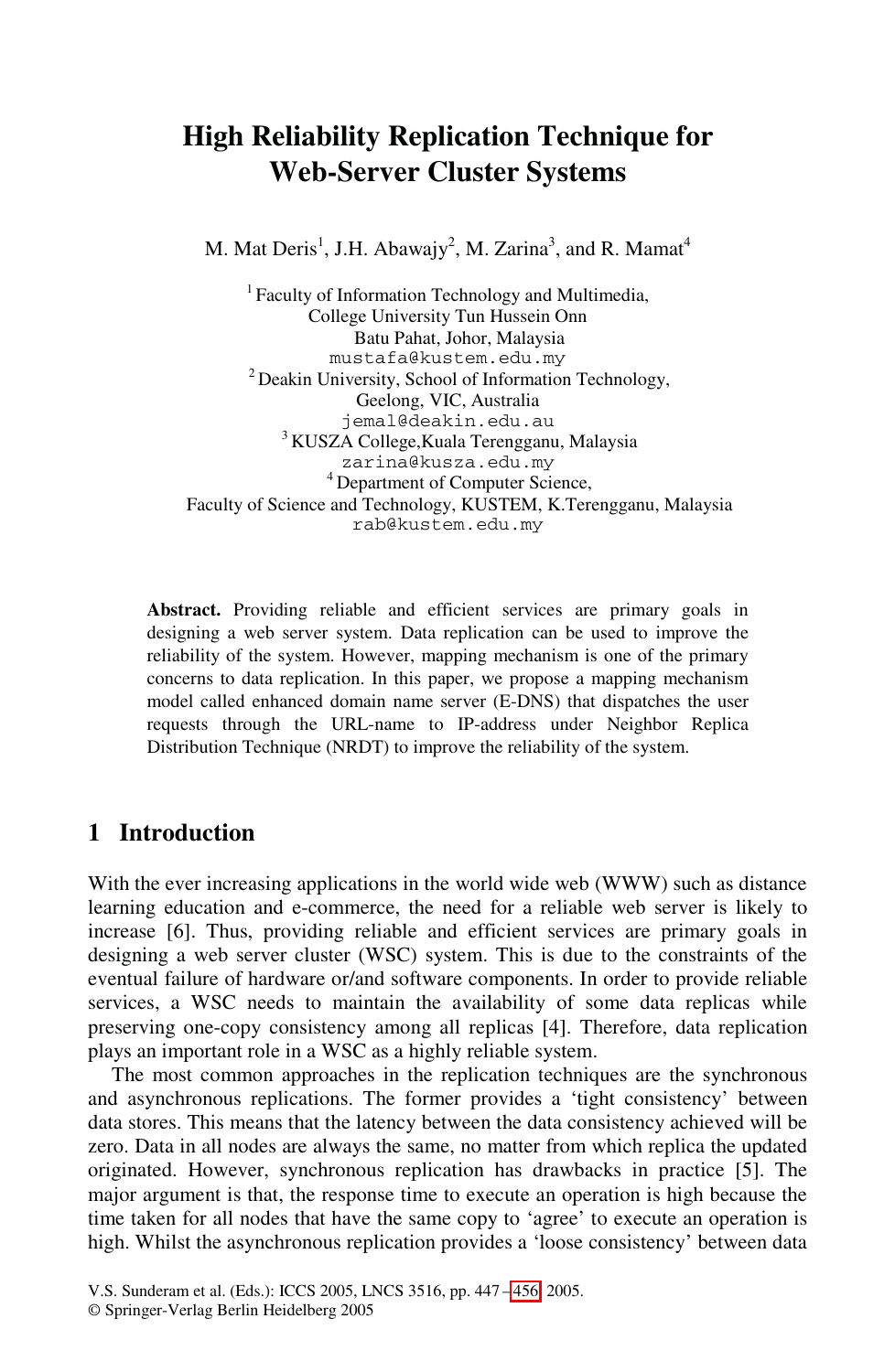# High Reliability Replication Technique for Web-Server Cluster Systems

M. Mat Deris[1], J.H. Abawajy[2], M. Zarina[3], and R. Mamat[4]

[1] Faculty of Information Technology and Multimedia, College University Tun Hussein Onn Batu Pahat, Johor, Malaysia
mustafa@kustem.edu.my

[2] Deakin University, School of Information Technology, Geelong, VIC, Australia
jemal@deakin.edu.au

[3] KUSZA College,Kuala Terengganu, Malaysia
zarina@kusza.edu.my

[4] Department of Computer Science, Faculty of Science and Technology, KUSTEM, K.Terengganu, Malaysia
rab@kustem.edu.my

**Abstract.** Providing reliable and efficient services are primary goals in designing a web server system. Data replication can be used to improve the reliability of the system. However, mapping mechanism is one of the primary concerns to data replication. In this paper, we propose a mapping mechanism model called enhanced domain name server (E-DNS) that dispatches the user requests through the URL-name to IP-address under Neighbor Replica Distribution Technique (NRDT) to improve the reliability of the system.

## 1 Introduction

With the ever increasing applications in the world wide web (WWW) such as distance learning education and e-commerce, the need for a reliable web server is likely to increase [6]. Thus, providing reliable and efficient services are primary goals in designing a web server cluster (WSC) system. This is due to the constraints of the eventual failure of hardware or/and software components. In order to provide reliable services, a WSC needs to maintain the availability of some data replicas while preserving one-copy consistency among all replicas [4]. Therefore, data replication plays an important role in a WSC as a highly reliable system.

The most common approaches in the replication techniques are the synchronous and asynchronous replications. The former provides a 'tight consistency' between data stores. This means that the latency between the data consistency achieved will be zero. Data in all nodes are always the same, no matter from which replica the updated originated. However, synchronous replication has drawbacks in practice [5]. The major argument is that, the response time to execute an operation is high because the time taken for all nodes that have the same copy to 'agree' to execute an operation is high. Whilst the asynchronous replication provides a 'loose consistency' between data

V.S. Sunderam et al. (Eds.): ICCS 2005, LNCS 3516, pp. 447 – 456, 2005.
© Springer-Verlag Berlin Heidelberg 2005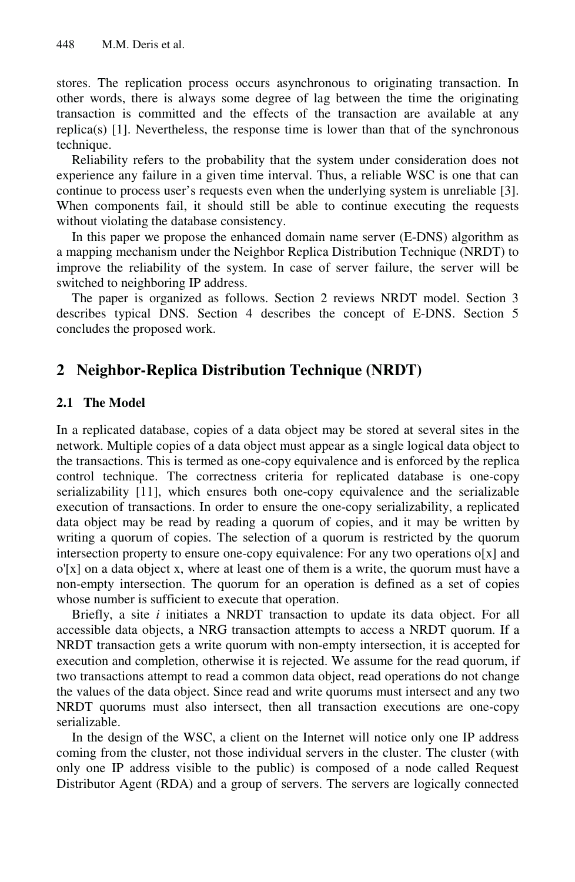stores. The replication process occurs asynchronous to originating transaction. In other words, there is always some degree of lag between the time the originating transaction is committed and the effects of the transaction are available at any replica(s) [1]. Nevertheless, the response time is lower than that of the synchronous technique.

Reliability refers to the probability that the system under consideration does not experience any failure in a given time interval. Thus, a reliable WSC is one that can continue to process user's requests even when the underlying system is unreliable [3]. When components fail, it should still be able to continue executing the requests without violating the database consistency.

In this paper we propose the enhanced domain name server (E-DNS) algorithm as a mapping mechanism under the Neighbor Replica Distribution Technique (NRDT) to improve the reliability of the system. In case of server failure, the server will be switched to neighboring IP address.

The paper is organized as follows. Section 2 reviews NRDT model. Section 3 describes typical DNS. Section 4 describes the concept of E-DNS. Section 5 concludes the proposed work.

## 2 Neighbor-Replica Distribution Technique (NRDT)

### 2.1 The Model

In a replicated database, copies of a data object may be stored at several sites in the network. Multiple copies of a data object must appear as a single logical data object to the transactions. This is termed as one-copy equivalence and is enforced by the replica control technique. The correctness criteria for replicated database is one-copy serializability [11], which ensures both one-copy equivalence and the serializable execution of transactions. In order to ensure the one-copy serializability, a replicated data object may be read by reading a quorum of copies, and it may be written by writing a quorum of copies. The selection of a quorum is restricted by the quorum intersection property to ensure one-copy equivalence: For any two operations o[x] and o'[x] on a data object x, where at least one of them is a write, the quorum must have a non-empty intersection. The quorum for an operation is defined as a set of copies whose number is sufficient to execute that operation.

Briefly, a site *i* initiates a NRDT transaction to update its data object. For all accessible data objects, a NRG transaction attempts to access a NRDT quorum. If a NRDT transaction gets a write quorum with non-empty intersection, it is accepted for execution and completion, otherwise it is rejected. We assume for the read quorum, if two transactions attempt to read a common data object, read operations do not change the values of the data object. Since read and write quorums must intersect and any two NRDT quorums must also intersect, then all transaction executions are one-copy serializable.

In the design of the WSC, a client on the Internet will notice only one IP address coming from the cluster, not those individual servers in the cluster. The cluster (with only one IP address visible to the public) is composed of a node called Request Distributor Agent (RDA) and a group of servers. The servers are logically connected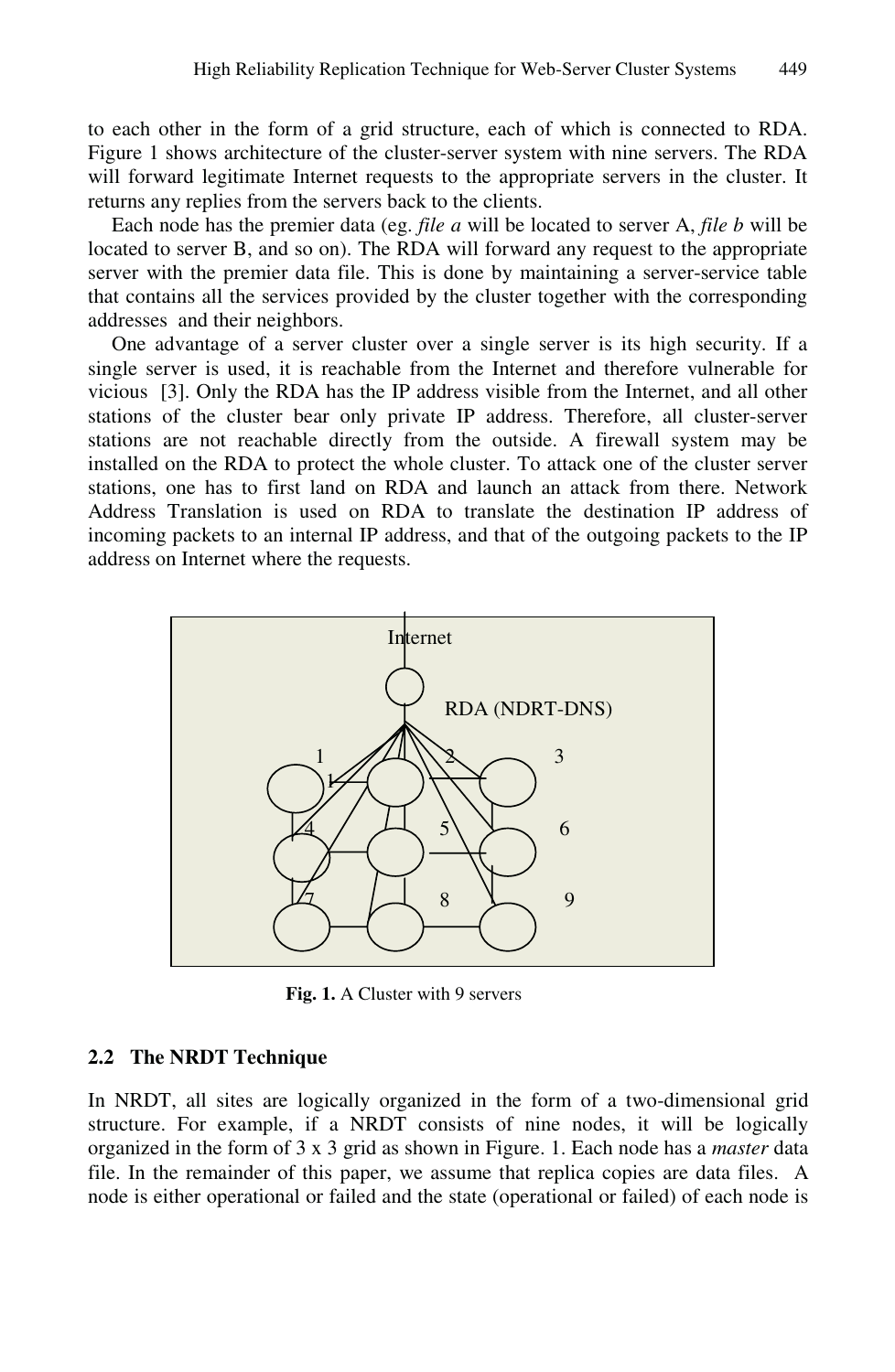to each other in the form of a grid structure, each of which is connected to RDA. Figure 1 shows architecture of the cluster-server system with nine servers. The RDA will forward legitimate Internet requests to the appropriate servers in the cluster. It returns any replies from the servers back to the clients.

Each node has the premier data (eg. *file a* will be located to server A, *file b* will be located to server B, and so on). The RDA will forward any request to the appropriate server with the premier data file. This is done by maintaining a server-service table that contains all the services provided by the cluster together with the corresponding addresses and their neighbors.

One advantage of a server cluster over a single server is its high security. If a single server is used, it is reachable from the Internet and therefore vulnerable for vicious [3]. Only the RDA has the IP address visible from the Internet, and all other stations of the cluster bear only private IP address. Therefore, all cluster-server stations are not reachable directly from the outside. A firewall system may be installed on the RDA to protect the whole cluster. To attack one of the cluster server stations, one has to first land on RDA and launch an attack from there. Network Address Translation is used on RDA to translate the destination IP address of incoming packets to an internal IP address, and that of the outgoing packets to the IP address on Internet where the requests.

**Fig. 1.** A Cluster with 9 servers

### 2.2 The NRDT Technique

In NRDT, all sites are logically organized in the form of a two-dimensional grid structure. For example, if a NRDT consists of nine nodes, it will be logically organized in the form of 3 x 3 grid as shown in Figure. 1. Each node has a *master* data file. In the remainder of this paper, we assume that replica copies are data files. A node is either operational or failed and the state (operational or failed) of each node is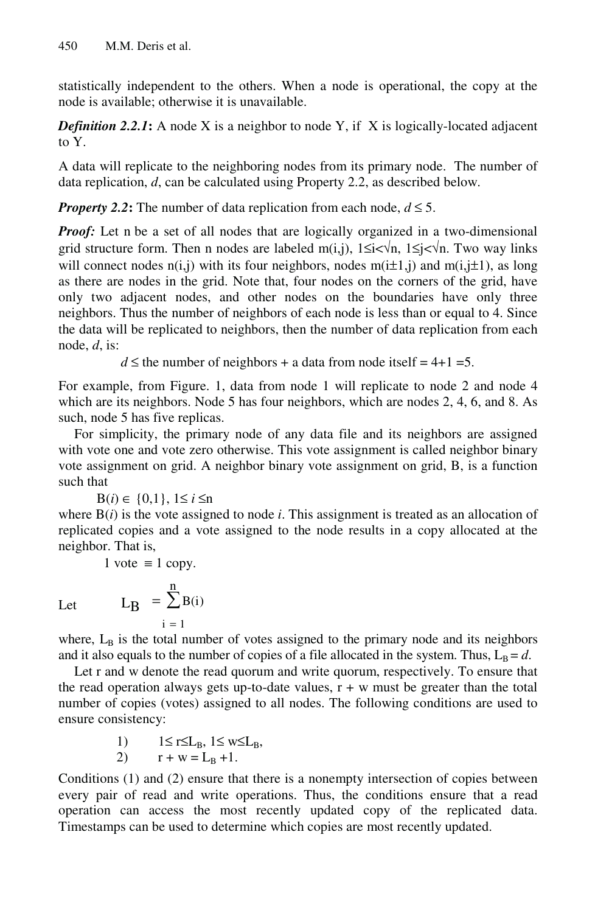statistically independent to the others. When a node is operational, the copy at the node is available; otherwise it is unavailable.

***Definition 2.2.1*:** A node X is a neighbor to node Y, if X is logically-located adjacent to Y.

A data will replicate to the neighboring nodes from its primary node. The number of data replication, $d$, can be calculated using Property 2.2, as described below.

***Property 2.2*:** The number of data replication from each node, $d \leq 5$.

***Proof:*** Let n be a set of all nodes that are logically organized in a two-dimensional grid structure form. Then n nodes are labeled m(i,j), $1 \leq i < \sqrt{n}$, $1 \leq j < \sqrt{n}$. Two way links will connect nodes n(i,j) with its four neighbors, nodes m(i±1,j) and m(i,j±1), as long as there are nodes in the grid. Note that, four nodes on the corners of the grid, have only two adjacent nodes, and other nodes on the boundaries have only three neighbors. Thus the number of neighbors of each node is less than or equal to 4. Since the data will be replicated to neighbors, then the number of data replication from each node, $d$, is:

$$d \leq \text{the number of neighbors} + \text{a data from node itself} = 4+1 = 5.$$

For example, from Figure. 1, data from node 1 will replicate to node 2 and node 4 which are its neighbors. Node 5 has four neighbors, which are nodes 2, 4, 6, and 8. As such, node 5 has five replicas.

For simplicity, the primary node of any data file and its neighbors are assigned with vote one and vote zero otherwise. This vote assignment is called neighbor binary vote assignment on grid. A neighbor binary vote assignment on grid, B, is a function such that

$$B(i) \in \{0,1\},\ 1 \leq i \leq n$$

where $B(i)$ is the vote assigned to node $i$. This assignment is treated as an allocation of replicated copies and a vote assigned to the node results in a copy allocated at the neighbor. That is,

$$1 \text{ vote} \equiv 1 \text{ copy}.$$

Let
$$L_B = \sum_{i=1}^{n} B(i)$$

where, $L_B$ is the total number of votes assigned to the primary node and its neighbors and it also equals to the number of copies of a file allocated in the system. Thus, $L_B = d$.

Let r and w denote the read quorum and write quorum, respectively. To ensure that the read operation always gets up-to-date values, r + w must be greater than the total number of copies (votes) assigned to all nodes. The following conditions are used to ensure consistency:

1) $1 \leq r \leq L_B$, $1 \leq w \leq L_B$,
2) $r + w = L_B + 1$.

Conditions (1) and (2) ensure that there is a nonempty intersection of copies between every pair of read and write operations. Thus, the conditions ensure that a read operation can access the most recently updated copy of the replicated data. Timestamps can be used to determine which copies are most recently updated.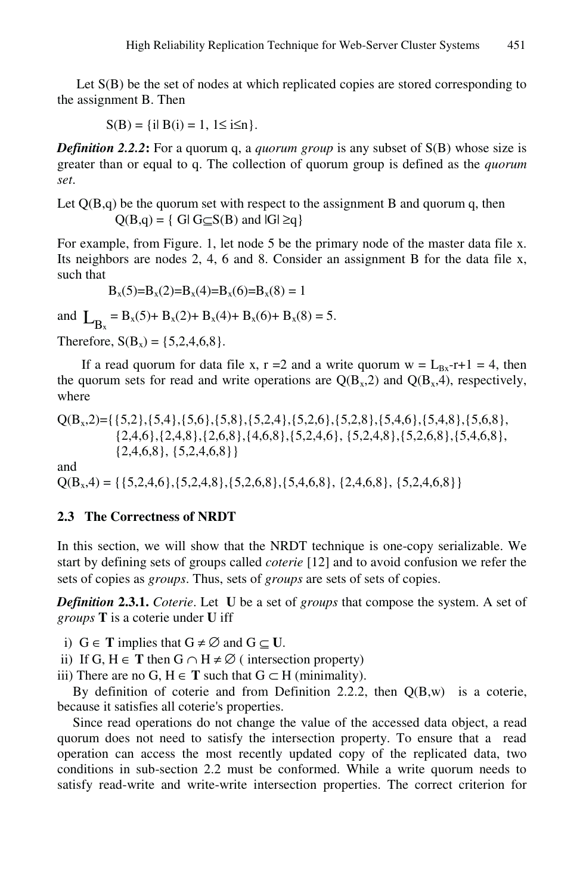Let S(B) be the set of nodes at which replicated copies are stored corresponding to the assignment B. Then

$$S(B) = \{i | B(i) = 1, 1 \leq i \leq n\}.$$

***Definition 2.2.2*:** For a quorum q, a *quorum group* is any subset of S(B) whose size is greater than or equal to q. The collection of quorum group is defined as the *quorum set*.

Let Q(B,q) be the quorum set with respect to the assignment B and quorum q, then

$$Q(B,q) = \{ G | G \subseteq S(B) \text{ and } |G| \geq q\}$$

For example, from Figure. 1, let node 5 be the primary node of the master data file x. Its neighbors are nodes 2, 4, 6 and 8. Consider an assignment B for the data file x, such that

$$B_x(5)=B_x(2)=B_x(4)=B_x(6)=B_x(8) = 1$$

and $L_{B_x} = B_x(5)+ B_x(2)+ B_x(4)+ B_x(6)+ B_x(8) = 5$.

Therefore, $S(B_x) = \{5,2,4,6,8\}$.

If a read quorum for data file x, r =2 and a write quorum $w = L_{Bx}-r+1 = 4$, then the quorum sets for read and write operations are $Q(B_x,2)$ and $Q(B_x,4)$, respectively, where

$Q(B_x,2)=\{\{5,2\},\{5,4\},\{5,6\},\{5,8\},\{5,2,4\},\{5,2,6\},\{5,2,8\},\{5,4,6\},\{5,4,8\},\{5,6,8\},$
$\{2,4,6\},\{2,4,8\},\{2,6,8\},\{4,6,8\},\{5,2,4,6\}, \{5,2,4,8\},\{5,2,6,8\},\{5,4,6,8\},$
$\{2,4,6,8\}, \{5,2,4,6,8\}\}$

and

$Q(B_x,4) = \{\{5,2,4,6\},\{5,2,4,8\},\{5,2,6,8\},\{5,4,6,8\}, \{2,4,6,8\}, \{5,2,4,6,8\}\}$

### 2.3 The Correctness of NRDT

In this section, we will show that the NRDT technique is one-copy serializable. We start by defining sets of groups called *coterie* [12] and to avoid confusion we refer the sets of copies as *groups*. Thus, sets of *groups* are sets of sets of copies.

***Definition* 2.3.1.** *Coterie*. Let **U** be a set of *groups* that compose the system. A set of *groups* **T** is a coterie under **U** iff

i) $G \in \mathbf{T}$ implies that $G \neq \emptyset$ and $G \subseteq \mathbf{U}$.
ii) If $G, H \in \mathbf{T}$ then $G \cap H \neq \emptyset$ ( intersection property)
iii) There are no $G, H \in \mathbf{T}$ such that $G \subset H$ (minimality).

By definition of coterie and from Definition 2.2.2, then Q(B,w) is a coterie, because it satisfies all coterie's properties.

Since read operations do not change the value of the accessed data object, a read quorum does not need to satisfy the intersection property. To ensure that a read operation can access the most recently updated copy of the replicated data, two conditions in sub-section 2.2 must be conformed. While a write quorum needs to satisfy read-write and write-write intersection properties. The correct criterion for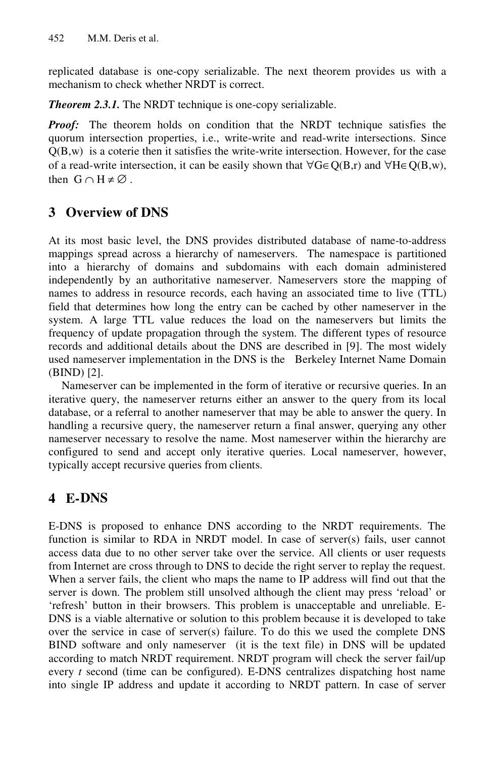replicated database is one-copy serializable. The next theorem provides us with a mechanism to check whether NRDT is correct.

***Theorem 2.3.1.*** The NRDT technique is one-copy serializable.

***Proof:*** The theorem holds on condition that the NRDT technique satisfies the quorum intersection properties, i.e., write-write and read-write intersections. Since Q(B,w) is a coterie then it satisfies the write-write intersection. However, for the case of a read-write intersection, it can be easily shown that $\forall G \in Q(B,r)$ and $\forall H \in Q(B,w)$, then $G \cap H \neq \varnothing$ .

## 3 Overview of DNS

At its most basic level, the DNS provides distributed database of name-to-address mappings spread across a hierarchy of nameservers. The namespace is partitioned into a hierarchy of domains and subdomains with each domain administered independently by an authoritative nameserver. Nameservers store the mapping of names to address in resource records, each having an associated time to live (TTL) field that determines how long the entry can be cached by other nameserver in the system. A large TTL value reduces the load on the nameservers but limits the frequency of update propagation through the system. The different types of resource records and additional details about the DNS are described in [9]. The most widely used nameserver implementation in the DNS is the Berkeley Internet Name Domain (BIND) [2].

Nameserver can be implemented in the form of iterative or recursive queries. In an iterative query, the nameserver returns either an answer to the query from its local database, or a referral to another nameserver that may be able to answer the query. In handling a recursive query, the nameserver return a final answer, querying any other nameserver necessary to resolve the name. Most nameserver within the hierarchy are configured to send and accept only iterative queries. Local nameserver, however, typically accept recursive queries from clients.

## 4 E-DNS

E-DNS is proposed to enhance DNS according to the NRDT requirements. The function is similar to RDA in NRDT model. In case of server(s) fails, user cannot access data due to no other server take over the service. All clients or user requests from Internet are cross through to DNS to decide the right server to replay the request. When a server fails, the client who maps the name to IP address will find out that the server is down. The problem still unsolved although the client may press 'reload' or 'refresh' button in their browsers. This problem is unacceptable and unreliable. E-DNS is a viable alternative or solution to this problem because it is developed to take over the service in case of server(s) failure. To do this we used the complete DNS BIND software and only nameserver (it is the text file) in DNS will be updated according to match NRDT requirement. NRDT program will check the server fail/up every *t* second (time can be configured). E-DNS centralizes dispatching host name into single IP address and update it according to NRDT pattern. In case of server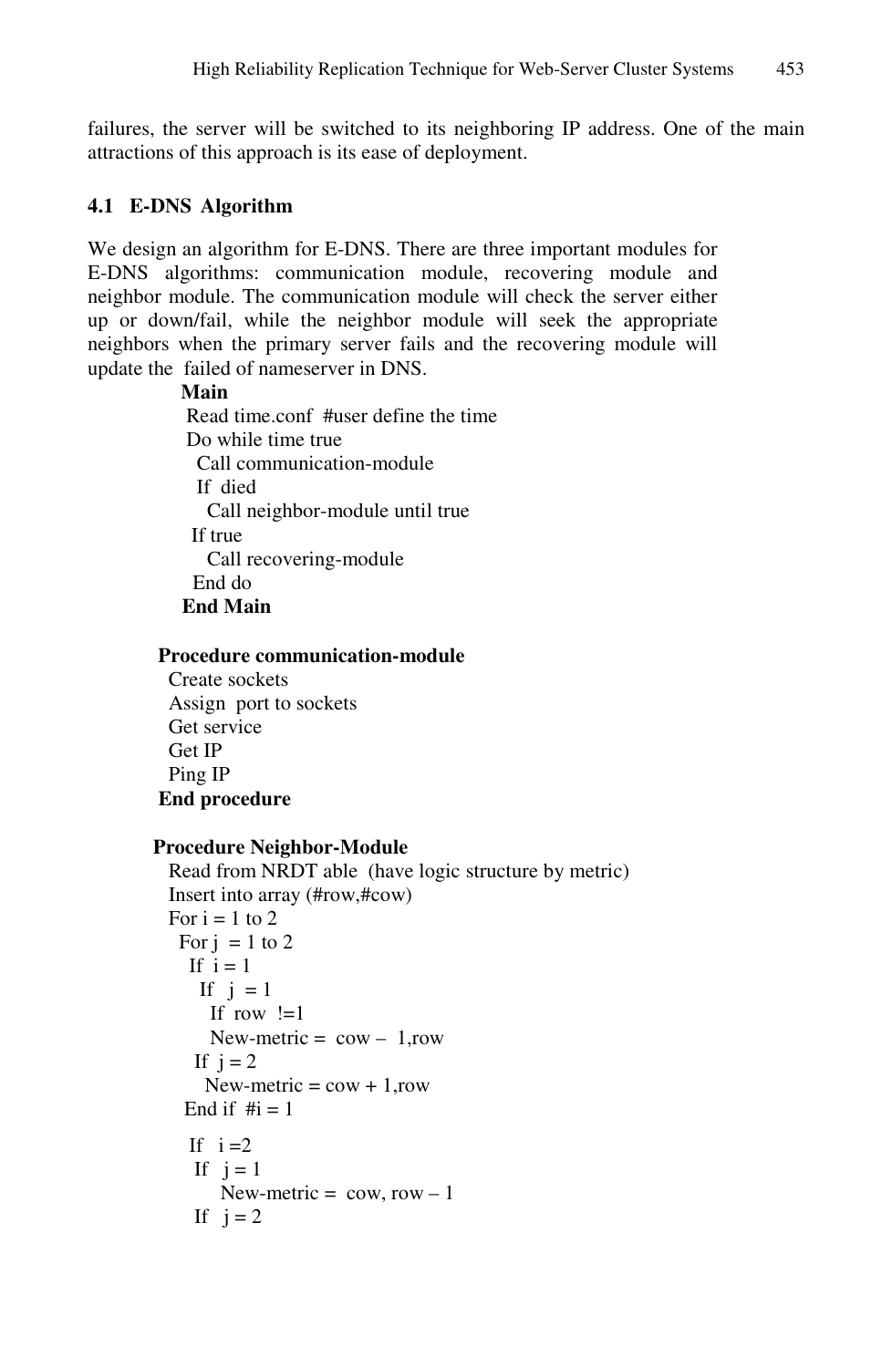failures, the server will be switched to its neighboring IP address. One of the main attractions of this approach is its ease of deployment.

### 4.1 E-DNS Algorithm

We design an algorithm for E-DNS. There are three important modules for E-DNS algorithms: communication module, recovering module and neighbor module. The communication module will check the server either up or down/fail, while the neighbor module will seek the appropriate neighbors when the primary server fails and the recovering module will update the failed of nameserver in DNS.

```
Main
 Read time.conf  #user define the time
 Do while time true
   Call communication-module
   If  died
     Call neighbor-module until true
  If true
     Call recovering-module
  End do
End Main

Procedure communication-module
  Create sockets
  Assign  port to sockets
  Get service
  Get IP
  Ping IP
End procedure

Procedure Neighbor-Module
  Read from NRDT able  (have logic structure by metric)
  Insert into array (#row,#cow)
  For i = 1 to 2
   For j  = 1 to 2
    If  i = 1
      If   j  = 1
        If  row  !=1
        New-metric =  cow –  1,row
     If  j = 2
       New-metric = cow + 1,row
    End if  #i = 1

    If   i =2
     If   j = 1
         New-metric =  cow, row – 1
     If   j = 2
```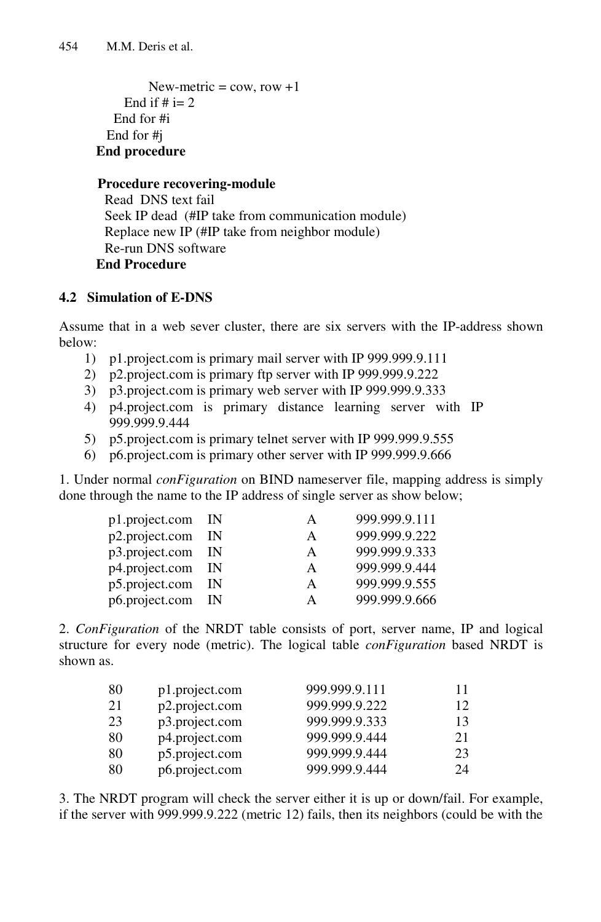```
        New-metric = cow, row +1
      End if # i= 2
    End for #i
  End for #j
End procedure
```

```
Procedure recovering-module
  Read  DNS text fail
  Seek IP dead  (#IP take from communication module)
  Replace new IP (#IP take from neighbor module)
  Re-run DNS software
End Procedure
```

### 4.2 Simulation of E-DNS

Assume that in a web sever cluster, there are six servers with the IP-address shown below:

1) p1.project.com is primary mail server with IP 999.999.9.111
2) p2.project.com is primary ftp server with IP 999.999.9.222
3) p3.project.com is primary web server with IP 999.999.9.333
4) p4.project.com is primary distance learning server with IP 999.999.9.444
5) p5.project.com is primary telnet server with IP 999.999.9.555
6) p6.project.com is primary other server with IP 999.999.9.666

1. Under normal *conFiguration* on BIND nameserver file, mapping address is simply done through the name to the IP address of single server as show below;

| | | | |
|---|---|---|---|
| p1.project.com | IN | A | 999.999.9.111 |
| p2.project.com | IN | A | 999.999.9.222 |
| p3.project.com | IN | A | 999.999.9.333 |
| p4.project.com | IN | A | 999.999.9.444 |
| p5.project.com | IN | A | 999.999.9.555 |
| p6.project.com | IN | A | 999.999.9.666 |

2. *ConFiguration* of the NRDT table consists of port, server name, IP and logical structure for every node (metric). The logical table *conFiguration* based NRDT is shown as.

| | | | |
|---|---|---|---|
| 80 | p1.project.com | 999.999.9.111 | 11 |
| 21 | p2.project.com | 999.999.9.222 | 12 |
| 23 | p3.project.com | 999.999.9.333 | 13 |
| 80 | p4.project.com | 999.999.9.444 | 21 |
| 80 | p5.project.com | 999.999.9.444 | 23 |
| 80 | p6.project.com | 999.999.9.444 | 24 |

3. The NRDT program will check the server either it is up or down/fail. For example, if the server with 999.999.9.222 (metric 12) fails, then its neighbors (could be with the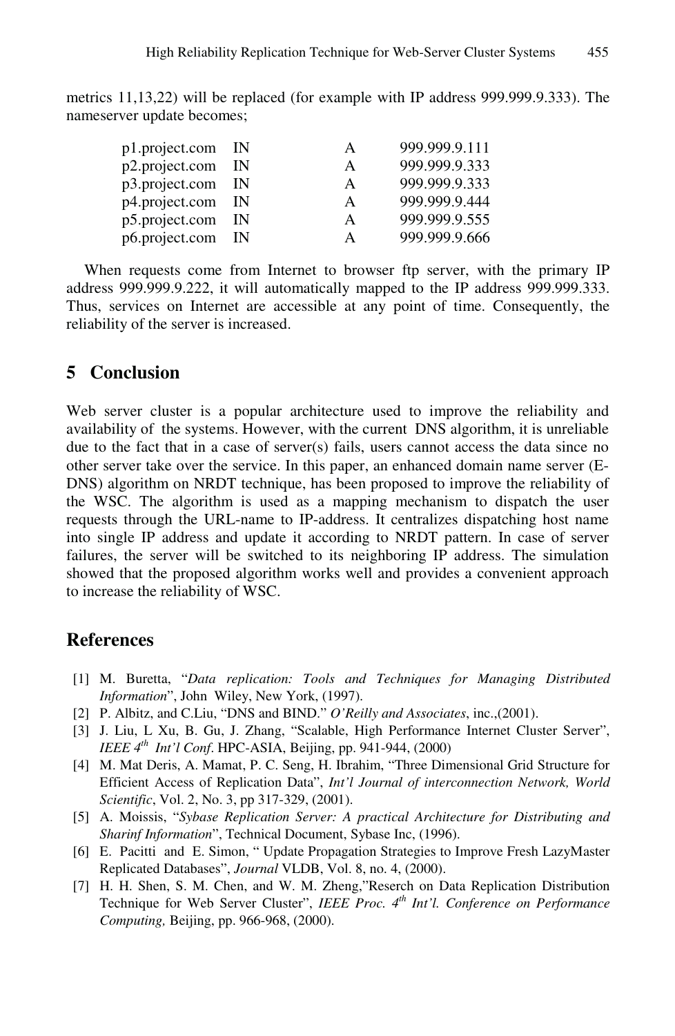metrics 11,13,22) will be replaced (for example with IP address 999.999.9.333). The nameserver update becomes;

```
p1.project.com   IN   A   999.999.9.111
p2.project.com   IN   A   999.999.9.333
p3.project.com   IN   A   999.999.9.333
p4.project.com   IN   A   999.999.9.444
p5.project.com   IN   A   999.999.9.555
p6.project.com   IN   A   999.999.9.666
```

When requests come from Internet to browser ftp server, with the primary IP address 999.999.9.222, it will automatically mapped to the IP address 999.999.333. Thus, services on Internet are accessible at any point of time. Consequently, the reliability of the server is increased.

## 5 Conclusion

Web server cluster is a popular architecture used to improve the reliability and availability of the systems. However, with the current DNS algorithm, it is unreliable due to the fact that in a case of server(s) fails, users cannot access the data since no other server take over the service. In this paper, an enhanced domain name server (E-DNS) algorithm on NRDT technique, has been proposed to improve the reliability of the WSC. The algorithm is used as a mapping mechanism to dispatch the user requests through the URL-name to IP-address. It centralizes dispatching host name into single IP address and update it according to NRDT pattern. In case of server failures, the server will be switched to its neighboring IP address. The simulation showed that the proposed algorithm works well and provides a convenient approach to increase the reliability of WSC.

## References

[1] M. Buretta, "*Data replication: Tools and Techniques for Managing Distributed Information*", John Wiley, New York, (1997).

[2] P. Albitz, and C.Liu, "DNS and BIND." *O'Reilly and Associates*, inc.,(2001).

[3] J. Liu, L Xu, B. Gu, J. Zhang, "Scalable, High Performance Internet Cluster Server", *IEEE 4th Int'l Conf*. HPC-ASIA, Beijing, pp. 941-944, (2000)

[4] M. Mat Deris, A. Mamat, P. C. Seng, H. Ibrahim, "Three Dimensional Grid Structure for Efficient Access of Replication Data", *Int'l Journal of interconnection Network, World Scientific*, Vol. 2, No. 3, pp 317-329, (2001).

[5] A. Moissis, "*Sybase Replication Server: A practical Architecture for Distributing and Sharinf Information*", Technical Document, Sybase Inc, (1996).

[6] E. Pacitti and E. Simon, " Update Propagation Strategies to Improve Fresh LazyMaster Replicated Databases", *Journal* VLDB, Vol. 8, no. 4, (2000).

[7] H. H. Shen, S. M. Chen, and W. M. Zheng,"Reserch on Data Replication Distribution Technique for Web Server Cluster", *IEEE Proc. 4th Int'l. Conference on Performance Computing,* Beijing, pp. 966-968, (2000).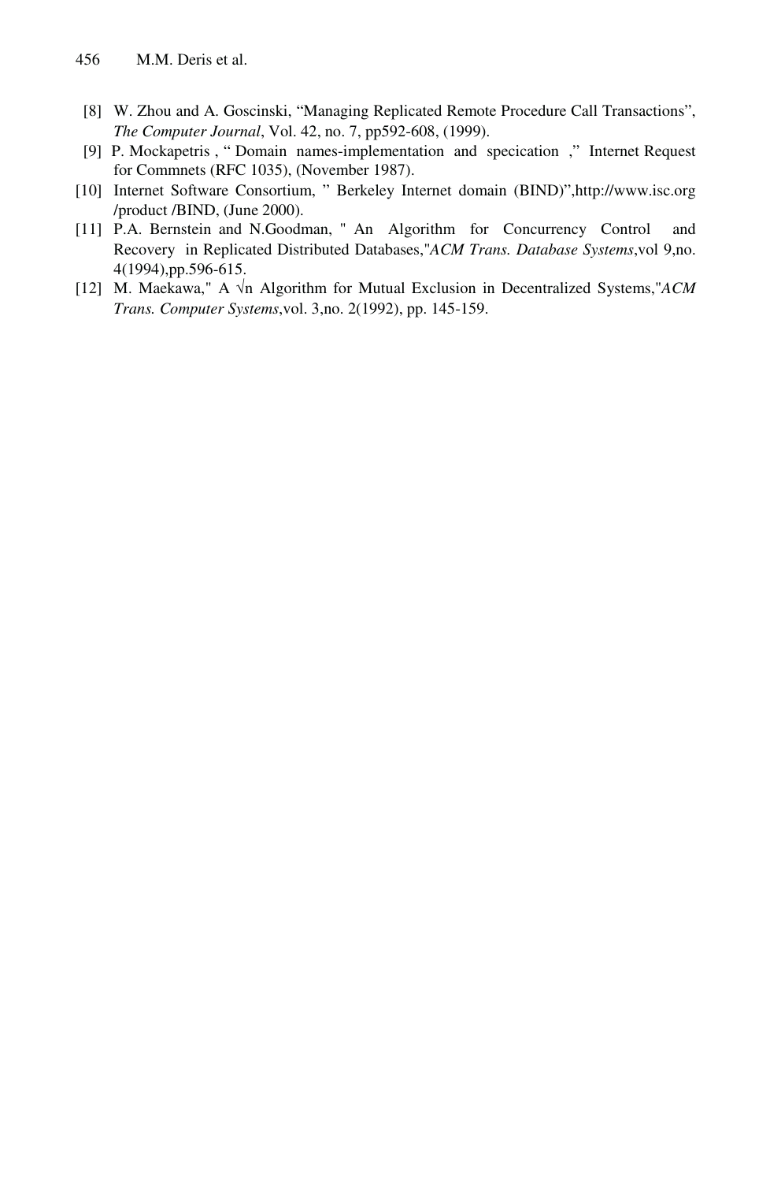[8] W. Zhou and A. Goscinski, "Managing Replicated Remote Procedure Call Transactions", *The Computer Journal*, Vol. 42, no. 7, pp592-608, (1999).

[9] P. Mockapetris , " Domain names-implementation and specication ," Internet Request for Commnets (RFC 1035), (November 1987).

[10] Internet Software Consortium, " Berkeley Internet domain (BIND)",http://www.isc.org /product /BIND, (June 2000).

[11] P.A. Bernstein and N.Goodman, " An Algorithm for Concurrency Control and Recovery in Replicated Distributed Databases,"*ACM Trans. Database Systems*,vol 9,no. 4(1994),pp.596-615.

[12] M. Maekawa," A $\sqrt{n}$ Algorithm for Mutual Exclusion in Decentralized Systems,"*ACM Trans. Computer Systems*,vol. 3,no. 2(1992), pp. 145-159.